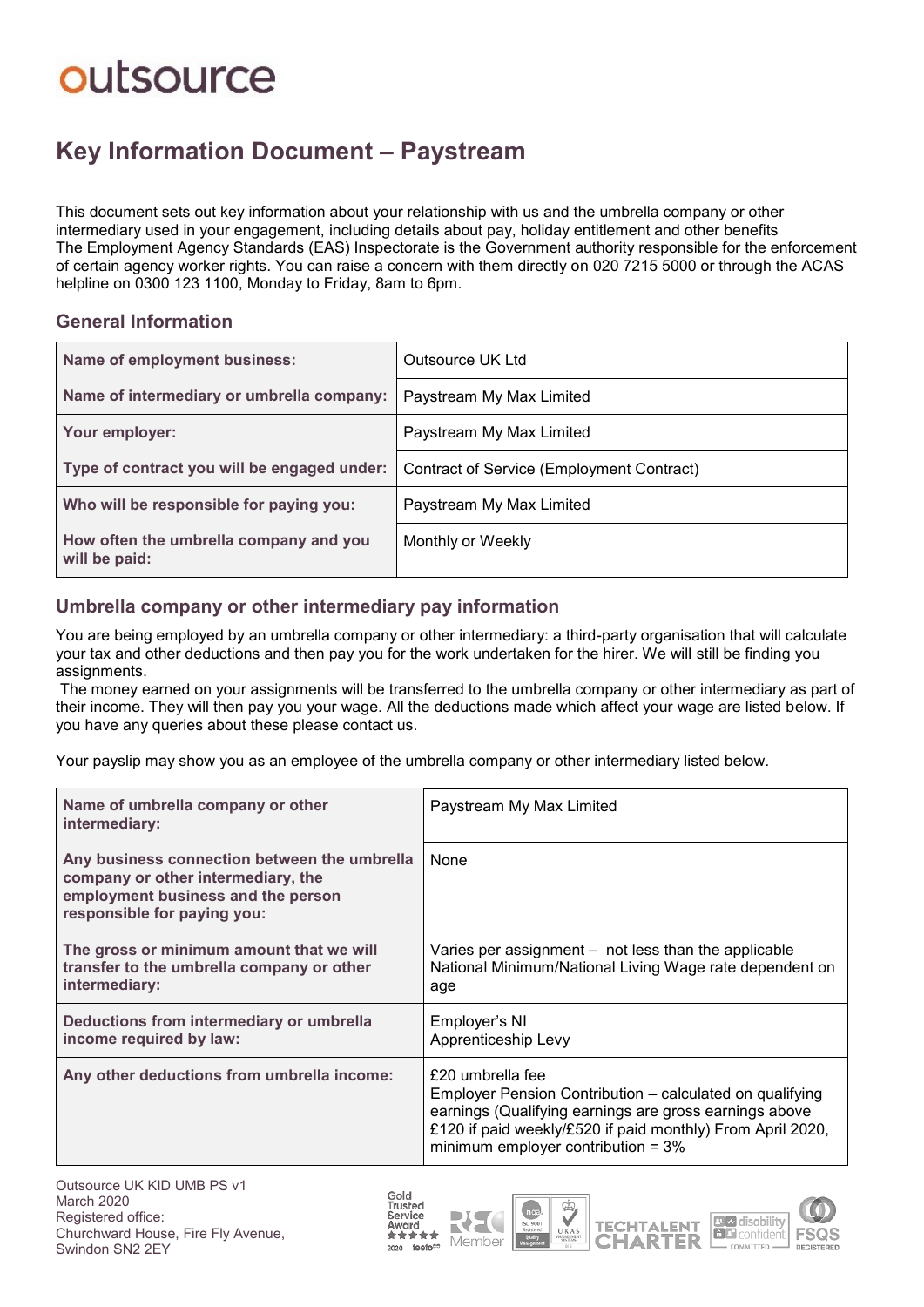outsource

# Key Information Document – Paystream

This document sets out key information about your relationship with us and the umbrella company or other intermediary used in your engagement, including details about pay, holiday entitlement and other benefits The Employment Agency Standards (EAS) Inspectorate is the Government authority responsible for the enforcement of certain agency worker rights. You can raise a concern with them directly on 020 7215 5000 or through the ACAS helpline on 0300 123 1100, Monday to Friday, 8am to 6pm.

## General Information

| | |
|---|---|
| **Name of employment business:** | Outsource UK Ltd |
| **Name of intermediary or umbrella company:** | Paystream My Max Limited |
| **Your employer:** | Paystream My Max Limited |
| **Type of contract you will be engaged under:** | Contract of Service (Employment Contract) |
| **Who will be responsible for paying you:** | Paystream My Max Limited |
| **How often the umbrella company and you will be paid:** | Monthly or Weekly |

## Umbrella company or other intermediary pay information

You are being employed by an umbrella company or other intermediary: a third-party organisation that will calculate your tax and other deductions and then pay you for the work undertaken for the hirer. We will still be finding you assignments.

The money earned on your assignments will be transferred to the umbrella company or other intermediary as part of their income. They will then pay you your wage. All the deductions made which affect your wage are listed below. If you have any queries about these please contact us.

Your payslip may show you as an employee of the umbrella company or other intermediary listed below.

| | |
|---|---|
| **Name of umbrella company or other intermediary:** | Paystream My Max Limited |
| **Any business connection between the umbrella company or other intermediary, the employment business and the person responsible for paying you:** | None |
| **The gross or minimum amount that we will transfer to the umbrella company or other intermediary:** | Varies per assignment – not less than the applicable National Minimum/National Living Wage rate dependent on age |
| **Deductions from intermediary or umbrella income required by law:** | Employer's NI<br>Apprenticeship Levy |
| **Any other deductions from umbrella income:** | £20 umbrella fee<br>Employer Pension Contribution – calculated on qualifying earnings (Qualifying earnings are gross earnings above £120 if paid weekly/£520 if paid monthly) From April 2020, minimum employer contribution = 3% |

Outsource UK KID UMB PS v1
March 2020
Registered office:
Churchward House, Fire Fly Avenue,
Swindon SN2 2EY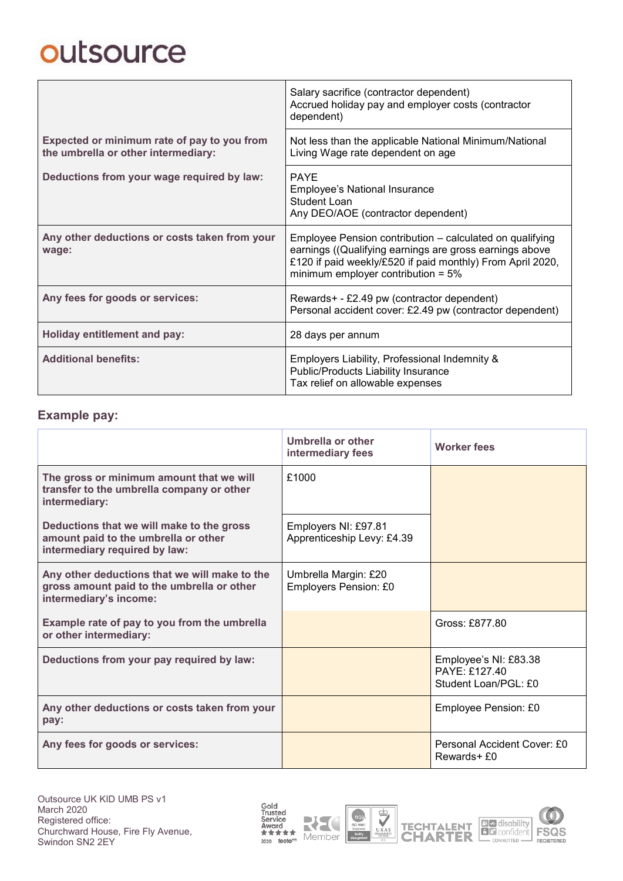outsource

| | |
|---|---|
| | Salary sacrifice (contractor dependent)<br>Accrued holiday pay and employer costs (contractor dependent) |
| **Expected or minimum rate of pay to you from the umbrella or other intermediary:** | Not less than the applicable National Minimum/National Living Wage rate dependent on age |
| **Deductions from your wage required by law:** | PAYE<br>Employee's National Insurance<br>Student Loan<br>Any DEO/AOE (contractor dependent) |
| **Any other deductions or costs taken from your wage:** | Employee Pension contribution – calculated on qualifying earnings ((Qualifying earnings are gross earnings above £120 if paid weekly/£520 if paid monthly) From April 2020, minimum employer contribution = 5% |
| **Any fees for goods or services:** | Rewards+ - £2.49 pw (contractor dependent)<br>Personal accident cover: £2.49 pw (contractor dependent) |
| **Holiday entitlement and pay:** | 28 days per annum |
| **Additional benefits:** | Employers Liability, Professional Indemnity & Public/Products Liability Insurance<br>Tax relief on allowable expenses |

## Example pay:

| | Umbrella or other intermediary fees | Worker fees |
|---|---|---|
| **The gross or minimum amount that we will transfer to the umbrella company or other intermediary:** | £1000 | |
| **Deductions that we will make to the gross amount paid to the umbrella or other intermediary required by law:** | Employers NI: £97.81<br>Apprenticeship Levy: £4.39 | |
| **Any other deductions that we will make to the gross amount paid to the umbrella or other intermediary's income:** | Umbrella Margin: £20<br>Employers Pension: £0 | |
| **Example rate of pay to you from the umbrella or other intermediary:** | | Gross: £877.80 |
| **Deductions from your pay required by law:** | | Employee's NI: £83.38<br>PAYE: £127.40<br>Student Loan/PGL: £0 |
| **Any other deductions or costs taken from your pay:** | | Employee Pension: £0 |
| **Any fees for goods or services:** | | Personal Accident Cover: £0<br>Rewards+ £0 |

Outsource UK KID UMB PS v1
March 2020
Registered office:
Churchward House, Fire Fly Avenue,
Swindon SN2 2EY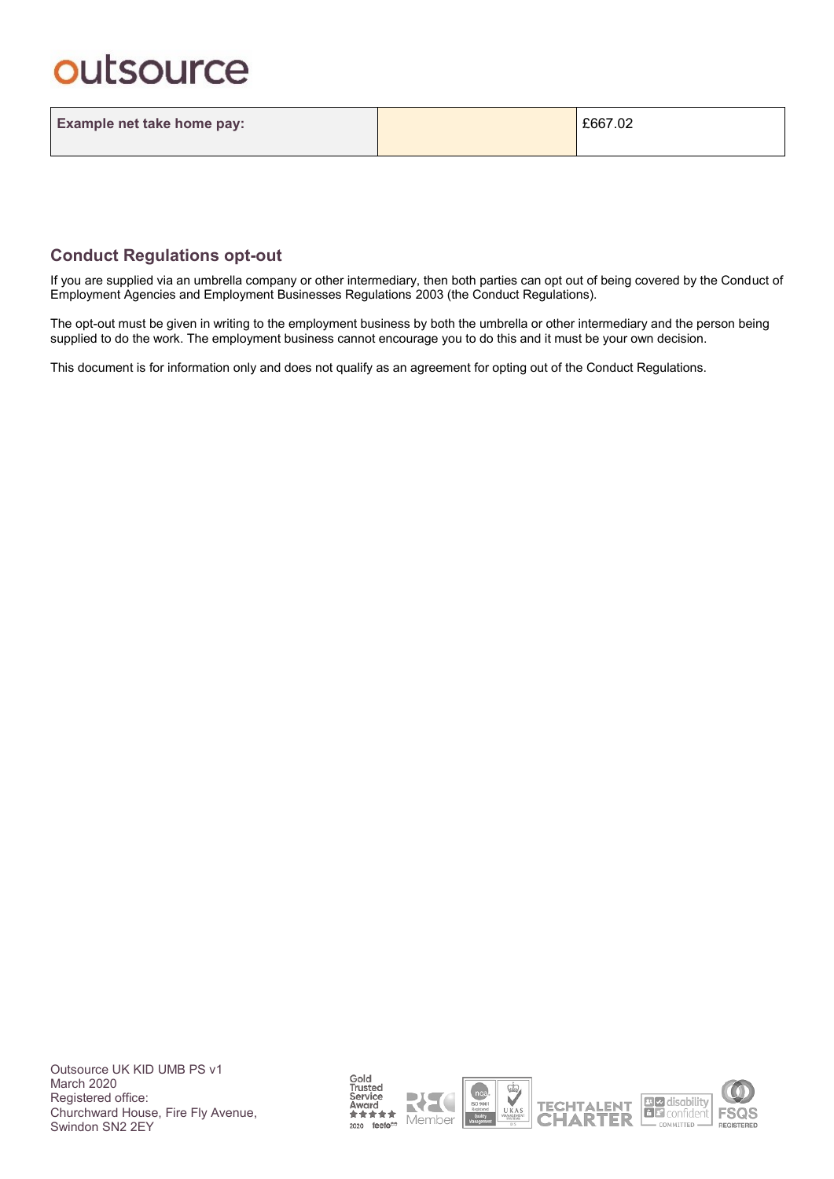| | | |
|---|---|---|
| **Example net take home pay:** | | £667.02 |

## Conduct Regulations opt-out

If you are supplied via an umbrella company or other intermediary, then both parties can opt out of being covered by the Conduct of Employment Agencies and Employment Businesses Regulations 2003 (the Conduct Regulations).

The opt-out must be given in writing to the employment business by both the umbrella or other intermediary and the person being supplied to do the work. The employment business cannot encourage you to do this and it must be your own decision.

This document is for information only and does not qualify as an agreement for opting out of the Conduct Regulations.